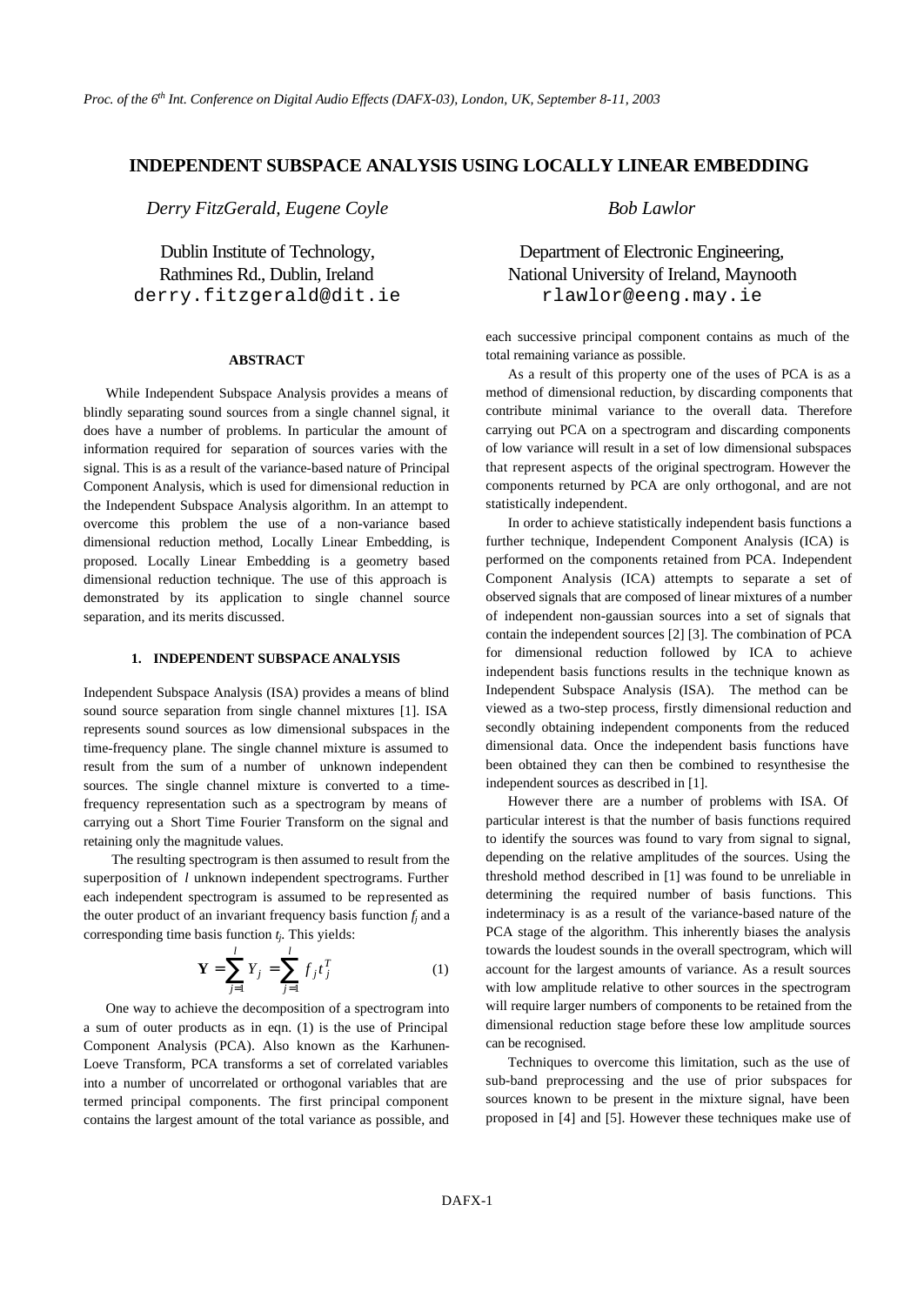# INDEPENDENT SUBSPACE ANALYSIS USING LOCALLY LINEAR EMBEDDING

*Derry FitzGerald, Eugene Coyle*

Dublin Institute of Technology,
Rathmines Rd., Dublin, Ireland
derry.fitzgerald@dit.ie

*Bob Lawlor*

Department of Electronic Engineering,
National University of Ireland, Maynooth
rlawlor@eeng.may.ie

## ABSTRACT

While Independent Subspace Analysis provides a means of blindly separating sound sources from a single channel signal, it does have a number of problems. In particular the amount of information required for separation of sources varies with the signal. This is as a result of the variance-based nature of Principal Component Analysis, which is used for dimensional reduction in the Independent Subspace Analysis algorithm. In an attempt to overcome this problem the use of a non-variance based dimensional reduction method, Locally Linear Embedding, is proposed. Locally Linear Embedding is a geometry based dimensional reduction technique. The use of this approach is demonstrated by its application to single channel source separation, and its merits discussed.

## 1. INDEPENDENT SUBSPACE ANALYSIS

Independent Subspace Analysis (ISA) provides a means of blind sound source separation from single channel mixtures [1]. ISA represents sound sources as low dimensional subspaces in the time-frequency plane. The single channel mixture is assumed to result from the sum of a number of unknown independent sources. The single channel mixture is converted to a time-frequency representation such as a spectrogram by means of carrying out a Short Time Fourier Transform on the signal and retaining only the magnitude values.

The resulting spectrogram is then assumed to result from the superposition of $l$ unknown independent spectrograms. Further each independent spectrogram is assumed to be represented as the outer product of an invariant frequency basis function $f_j$ and a corresponding time basis function $t_j$. This yields:

$$\mathbf{Y} = \sum_{j=1}^{l} Y_j = \sum_{j=1}^{l} f_j t_j^T \tag{1}$$

One way to achieve the decomposition of a spectrogram into a sum of outer products as in eqn. (1) is the use of Principal Component Analysis (PCA). Also known as the Karhunen-Loeve Transform, PCA transforms a set of correlated variables into a number of uncorrelated or orthogonal variables that are termed principal components. The first principal component contains the largest amount of the total variance as possible, and each successive principal component contains as much of the total remaining variance as possible.

As a result of this property one of the uses of PCA is as a method of dimensional reduction, by discarding components that contribute minimal variance to the overall data. Therefore carrying out PCA on a spectrogram and discarding components of low variance will result in a set of low dimensional subspaces that represent aspects of the original spectrogram. However the components returned by PCA are only orthogonal, and are not statistically independent.

In order to achieve statistically independent basis functions a further technique, Independent Component Analysis (ICA) is performed on the components retained from PCA. Independent Component Analysis (ICA) attempts to separate a set of observed signals that are composed of linear mixtures of a number of independent non-gaussian sources into a set of signals that contain the independent sources [2] [3]. The combination of PCA for dimensional reduction followed by ICA to achieve independent basis functions results in the technique known as Independent Subspace Analysis (ISA). The method can be viewed as a two-step process, firstly dimensional reduction and secondly obtaining independent components from the reduced dimensional data. Once the independent basis functions have been obtained they can then be combined to resynthesise the independent sources as described in [1].

However there are a number of problems with ISA. Of particular interest is that the number of basis functions required to identify the sources was found to vary from signal to signal, depending on the relative amplitudes of the sources. Using the threshold method described in [1] was found to be unreliable in determining the required number of basis functions. This indeterminacy is as a result of the variance-based nature of the PCA stage of the algorithm. This inherently biases the analysis towards the loudest sounds in the overall spectrogram, which will account for the largest amounts of variance. As a result sources with low amplitude relative to other sources in the spectrogram will require larger numbers of components to be retained from the dimensional reduction stage before these low amplitude sources can be recognised.

Techniques to overcome this limitation, such as the use of sub-band preprocessing and the use of prior subspaces for sources known to be present in the mixture signal, have been proposed in [4] and [5]. However these techniques make use of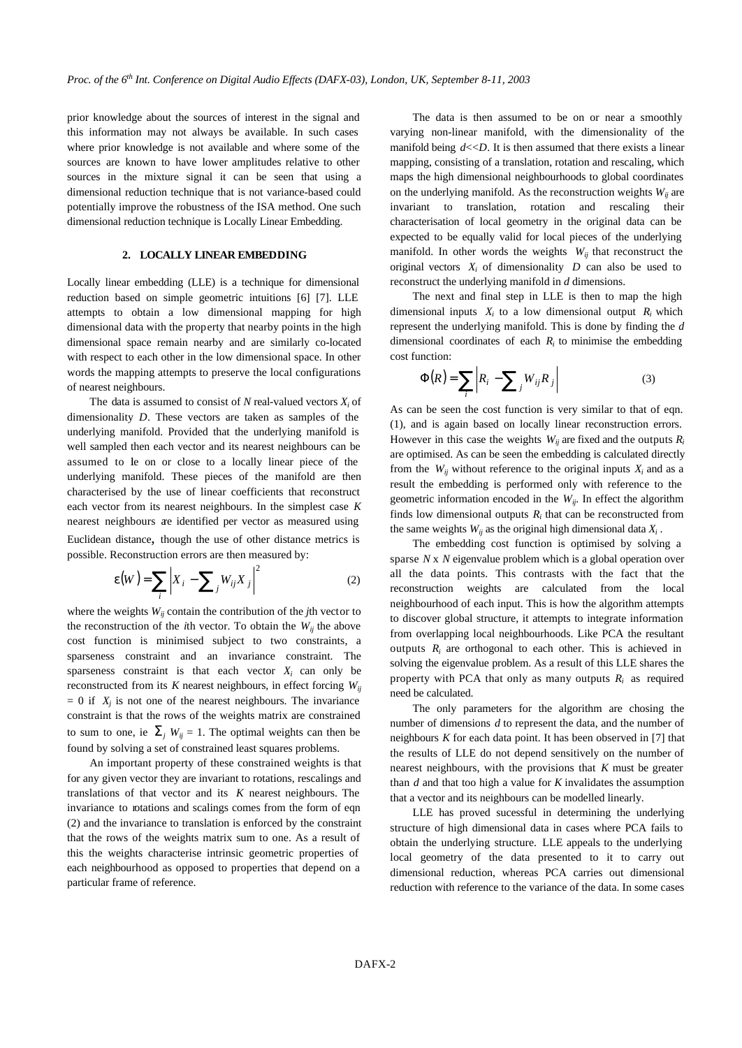prior knowledge about the sources of interest in the signal and this information may not always be available. In such cases where prior knowledge is not available and where some of the sources are known to have lower amplitudes relative to other sources in the mixture signal it can be seen that using a dimensional reduction technique that is not variance-based could potentially improve the robustness of the ISA method. One such dimensional reduction technique is Locally Linear Embedding.

## 2. LOCALLY LINEAR EMBEDDING

Locally linear embedding (LLE) is a technique for dimensional reduction based on simple geometric intuitions [6] [7]. LLE attempts to obtain a low dimensional mapping for high dimensional data with the property that nearby points in the high dimensional space remain nearby and are similarly co-located with respect to each other in the low dimensional space. In other words the mapping attempts to preserve the local configurations of nearest neighbours.

The data is assumed to consist of $N$ real-valued vectors $X_i$ of dimensionality $D$. These vectors are taken as samples of the underlying manifold. Provided that the underlying manifold is well sampled then each vector and its nearest neighbours can be assumed to lie on or close to a locally linear piece of the underlying manifold. These pieces of the manifold are then characterised by the use of linear coefficients that reconstruct each vector from its nearest neighbours. In the simplest case $K$ nearest neighbours are identified per vector as measured using Euclidean distance, though the use of other distance metrics is possible. Reconstruction errors are then measured by:

$$\varepsilon(W) = \sum_i \left| X_i - \sum_j W_{ij} X_j \right|^2 \qquad (2)$$

where the weights $W_{ij}$ contain the contribution of the $j$th vector to the reconstruction of the $i$th vector. To obtain the $W_{ij}$ the above cost function is minimised subject to two constraints, a sparseness constraint and an invariance constraint. The sparseness constraint is that each vector $X_i$ can only be reconstructed from its $K$ nearest neighbours, in effect forcing $W_{ij} = 0$ if $X_j$ is not one of the nearest neighbours. The invariance constraint is that the rows of the weights matrix are constrained to sum to one, ie $\Sigma_j W_{ij} = 1$. The optimal weights can then be found by solving a set of constrained least squares problems.

An important property of these constrained weights is that for any given vector they are invariant to rotations, rescalings and translations of that vector and its $K$ nearest neighbours. The invariance to rotations and scalings comes from the form of eqn (2) and the invariance to translation is enforced by the constraint that the rows of the weights matrix sum to one. As a result of this the weights characterise intrinsic geometric properties of each neighbourhood as opposed to properties that depend on a particular frame of reference.

The data is then assumed to be on or near a smoothly varying non-linear manifold, with the dimensionality of the manifold being $d<<D$. It is then assumed that there exists a linear mapping, consisting of a translation, rotation and rescaling, which maps the high dimensional neighbourhoods to global coordinates on the underlying manifold. As the reconstruction weights $W_{ij}$ are invariant to translation, rotation and rescaling their characterisation of local geometry in the original data can be expected to be equally valid for local pieces of the underlying manifold. In other words the weights $W_{ij}$ that reconstruct the original vectors $X_i$ of dimensionality $D$ can also be used to reconstruct the underlying manifold in $d$ dimensions.

The next and final step in LLE is then to map the high dimensional inputs $X_i$ to a low dimensional output $R_i$ which represent the underlying manifold. This is done by finding the $d$ dimensional coordinates of each $R_i$ to minimise the embedding cost function:

$$\Phi(R) = \sum_i \left| R_i - \sum_j W_{ij} R_j \right| \qquad (3)$$

As can be seen the cost function is very similar to that of eqn. (1), and is again based on locally linear reconstruction errors. However in this case the weights $W_{ij}$ are fixed and the outputs $R_i$ are optimised. As can be seen the embedding is calculated directly from the $W_{ij}$ without reference to the original inputs $X_i$ and as a result the embedding is performed only with reference to the geometric information encoded in the $W_{ij}$. In effect the algorithm finds low dimensional outputs $R_i$ that can be reconstructed from the same weights $W_{ij}$ as the original high dimensional data $X_i$.

The embedding cost function is optimised by solving a sparse $N$ x $N$ eigenvalue problem which is a global operation over all the data points. This contrasts with the fact that the reconstruction weights are calculated from the local neighbourhood of each input. This is how the algorithm attempts to discover global structure, it attempts to integrate information from overlapping local neighbourhoods. Like PCA the resultant outputs $R_i$ are orthogonal to each other. This is achieved in solving the eigenvalue problem. As a result of this LLE shares the property with PCA that only as many outputs $R_i$ as required need be calculated.

The only parameters for the algorithm are chosing the number of dimensions $d$ to represent the data, and the number of neighbours $K$ for each data point. It has been observed in [7] that the results of LLE do not depend sensitively on the number of nearest neighbours, with the provisions that $K$ must be greater than $d$ and that too high a value for $K$ invalidates the assumption that a vector and its neighbours can be modelled linearly.

LLE has proved sucessful in determining the underlying structure of high dimensional data in cases where PCA fails to obtain the underlying structure. LLE appeals to the underlying local geometry of the data presented to it to carry out dimensional reduction, whereas PCA carries out dimensional reduction with reference to the variance of the data. In some cases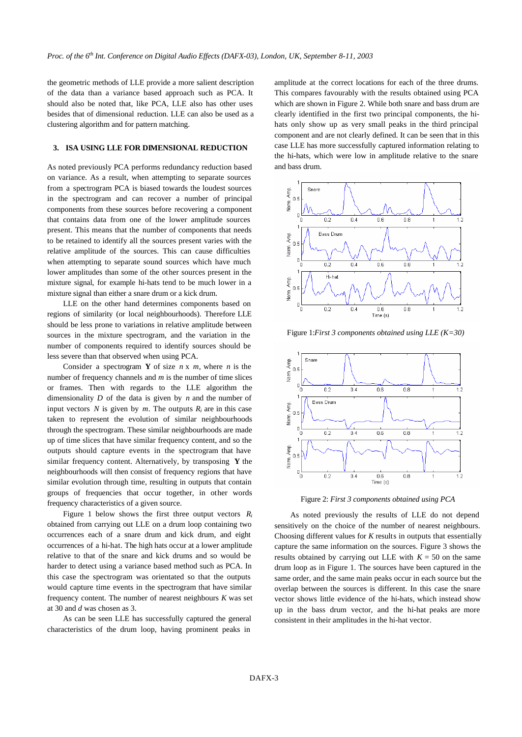the geometric methods of LLE provide a more salient description of the data than a variance based approach such as PCA. It should also be noted that, like PCA, LLE also has other uses besides that of dimensional reduction. LLE can also be used as a clustering algorithm and for pattern matching.

## 3. ISA USING LLE FOR DIMENSIONAL REDUCTION

As noted previously PCA performs redundancy reduction based on variance. As a result, when attempting to separate sources from a spectrogram PCA is biased towards the loudest sources in the spectrogram and can recover a number of principal components from these sources before recovering a component that contains data from one of the lower amplitude sources present. This means that the number of components that needs to be retained to identify all the sources present varies with the relative amplitude of the sources. This can cause difficulties when attempting to separate sound sources which have much lower amplitudes than some of the other sources present in the mixture signal, for example hi-hats tend to be much lower in a mixture signal than either a snare drum or a kick drum.

LLE on the other hand determines components based on regions of similarity (or local neighbourhoods). Therefore LLE should be less prone to variations in relative amplitude between sources in the mixture spectrogram, and the variation in the number of components required to identify sources should be less severe than that observed when using PCA.

Consider a spectrogram **Y** of size $n$ x $m$, where $n$ is the number of frequency channels and $m$ is the number of time slices or frames. Then with regards to the LLE algorithm the dimensionality $D$ of the data is given by $n$ and the number of input vectors $N$ is given by $m$. The outputs $R_i$ are in this case taken to represent the evolution of similar neighbourhoods through the spectrogram. These similar neighbourhoods are made up of time slices that have similar frequency content, and so the outputs should capture events in the spectrogram that have similar frequency content. Alternatively, by transposing **Y** the neighbourhoods will then consist of frequency regions that have similar evolution through time, resulting in outputs that contain groups of frequencies that occur together, in other words frequency characteristics of a given source.

Figure 1 below shows the first three output vectors $R_i$ obtained from carrying out LLE on a drum loop containing two occurrences each of a snare drum and kick drum, and eight occurrences of a hi-hat. The high hats occur at a lower amplitude relative to that of the snare and kick drums and so would be harder to detect using a variance based method such as PCA. In this case the spectrogram was orientated so that the outputs would capture time events in the spectrogram that have similar frequency content. The number of nearest neighbours $K$ was set at 30 and $d$ was chosen as 3.

As can be seen LLE has successfully captured the general characteristics of the drum loop, having prominent peaks in amplitude at the correct locations for each of the three drums. This compares favourably with the results obtained using PCA which are shown in Figure 2. While both snare and bass drum are clearly identified in the first two principal components, the hi-hats only show up as very small peaks in the third principal component and are not clearly defined. It can be seen that in this case LLE has more successfully captured information relating to the hi-hats, which were low in amplitude relative to the snare and bass drum.

Figure 1: *First 3 components obtained using LLE (K=30)*

Figure 2: *First 3 components obtained using PCA*

As noted previously the results of LLE do not depend sensitively on the choice of the number of nearest neighbours. Choosing different values for $K$ results in outputs that essentially capture the same information on the sources. Figure 3 shows the results obtained by carrying out LLE with $K = 50$ on the same drum loop as in Figure 1. The sources have been captured in the same order, and the same main peaks occur in each source but the overlap between the sources is different. In this case the snare vector shows little evidence of the hi-hats, which instead show up in the bass drum vector, and the hi-hat peaks are more consistent in their amplitudes in the hi-hat vector.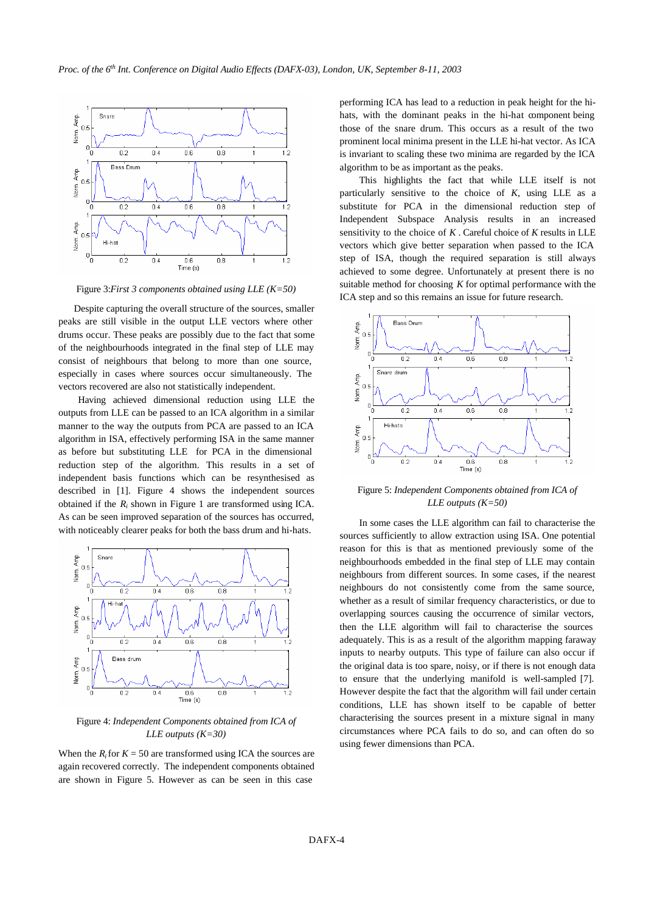Figure 3: *First 3 components obtained using LLE (K=50)*

Despite capturing the overall structure of the sources, smaller peaks are still visible in the output LLE vectors where other drums occur. These peaks are possibly due to the fact that some of the neighbourhoods integrated in the final step of LLE may consist of neighbours that belong to more than one source, especially in cases where sources occur simultaneously. The vectors recovered are also not statistically independent.

Having achieved dimensional reduction using LLE the outputs from LLE can be passed to an ICA algorithm in a similar manner to the way the outputs from PCA are passed to an ICA algorithm in ISA, effectively performing ISA in the same manner as before but substituting LLE for PCA in the dimensional reduction step of the algorithm. This results in a set of independent basis functions which can be resynthesised as described in [1]. Figure 4 shows the independent sources obtained if the $R_i$ shown in Figure 1 are transformed using ICA. As can be seen improved separation of the sources has occurred, with noticeably clearer peaks for both the bass drum and hi-hats.

Figure 4: *Independent Components obtained from ICA of LLE outputs (K=30)*

When the $R_i$ for $K = 50$ are transformed using ICA the sources are again recovered correctly. The independent components obtained are shown in Figure 5. However as can be seen in this case performing ICA has lead to a reduction in peak height for the hi-hats, with the dominant peaks in the hi-hat component being those of the snare drum. This occurs as a result of the two prominent local minima present in the LLE hi-hat vector. As ICA is invariant to scaling these two minima are regarded by the ICA algorithm to be as important as the peaks.

This highlights the fact that while LLE itself is not particularly sensitive to the choice of *K*, using LLE as a substitute for PCA in the dimensional reduction step of Independent Subspace Analysis results in an increased sensitivity to the choice of *K* . Careful choice of *K* results in LLE vectors which give better separation when passed to the ICA step of ISA, though the required separation is still always achieved to some degree. Unfortunately at present there is no suitable method for choosing *K* for optimal performance with the ICA step and so this remains an issue for future research.

Figure 5: *Independent Components obtained from ICA of LLE outputs (K=50)*

In some cases the LLE algorithm can fail to characterise the sources sufficiently to allow extraction using ISA. One potential reason for this is that as mentioned previously some of the neighbourhoods embedded in the final step of LLE may contain neighbours from different sources. In some cases, if the nearest neighbours do not consistently come from the same source, whether as a result of similar frequency characteristics, or due to overlapping sources causing the occurrence of similar vectors, then the LLE algorithm will fail to characterise the sources adequately. This is as a result of the algorithm mapping faraway inputs to nearby outputs. This type of failure can also occur if the original data is too spare, noisy, or if there is not enough data to ensure that the underlying manifold is well-sampled [7]. However despite the fact that the algorithm will fail under certain conditions, LLE has shown itself to be capable of better characterising the sources present in a mixture signal in many circumstances where PCA fails to do so, and can often do so using fewer dimensions than PCA.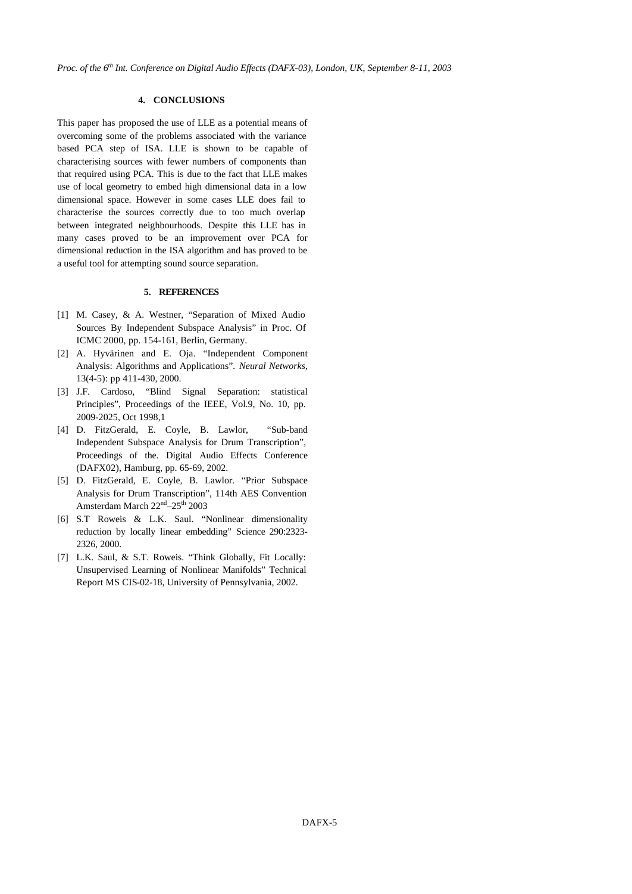## 4. CONCLUSIONS

This paper has proposed the use of LLE as a potential means of overcoming some of the problems associated with the variance based PCA step of ISA. LLE is shown to be capable of characterising sources with fewer numbers of components than that required using PCA. This is due to the fact that LLE makes use of local geometry to embed high dimensional data in a low dimensional space. However in some cases LLE does fail to characterise the sources correctly due to too much overlap between integrated neighbourhoods. Despite this LLE has in many cases proved to be an improvement over PCA for dimensional reduction in the ISA algorithm and has proved to be a useful tool for attempting sound source separation.

## 5. REFERENCES

[1] M. Casey, & A. Westner, "Separation of Mixed Audio Sources By Independent Subspace Analysis" in Proc. Of ICMC 2000, pp. 154-161, Berlin, Germany.

[2] A. Hyvärinen and E. Oja. "Independent Component Analysis: Algorithms and Applications". *Neural Networks*, 13(4-5): pp 411-430, 2000.

[3] J.F. Cardoso, "Blind Signal Separation: statistical Principles", Proceedings of the IEEE, Vol.9, No. 10, pp. 2009-2025, Oct 1998,1

[4] D. FitzGerald, E. Coyle, B. Lawlor, "Sub-band Independent Subspace Analysis for Drum Transcription", Proceedings of the. Digital Audio Effects Conference (DAFX02), Hamburg, pp. 65-69, 2002.

[5] D. FitzGerald, E. Coyle, B. Lawlor. "Prior Subspace Analysis for Drum Transcription", 114th AES Convention Amsterdam March 22nd–25th 2003

[6] S.T Roweis & L.K. Saul. "Nonlinear dimensionality reduction by locally linear embedding" Science 290:2323-2326, 2000.

[7] L.K. Saul, & S.T. Roweis. "Think Globally, Fit Locally: Unsupervised Learning of Nonlinear Manifolds" Technical Report MS CIS-02-18, University of Pennsylvania, 2002.